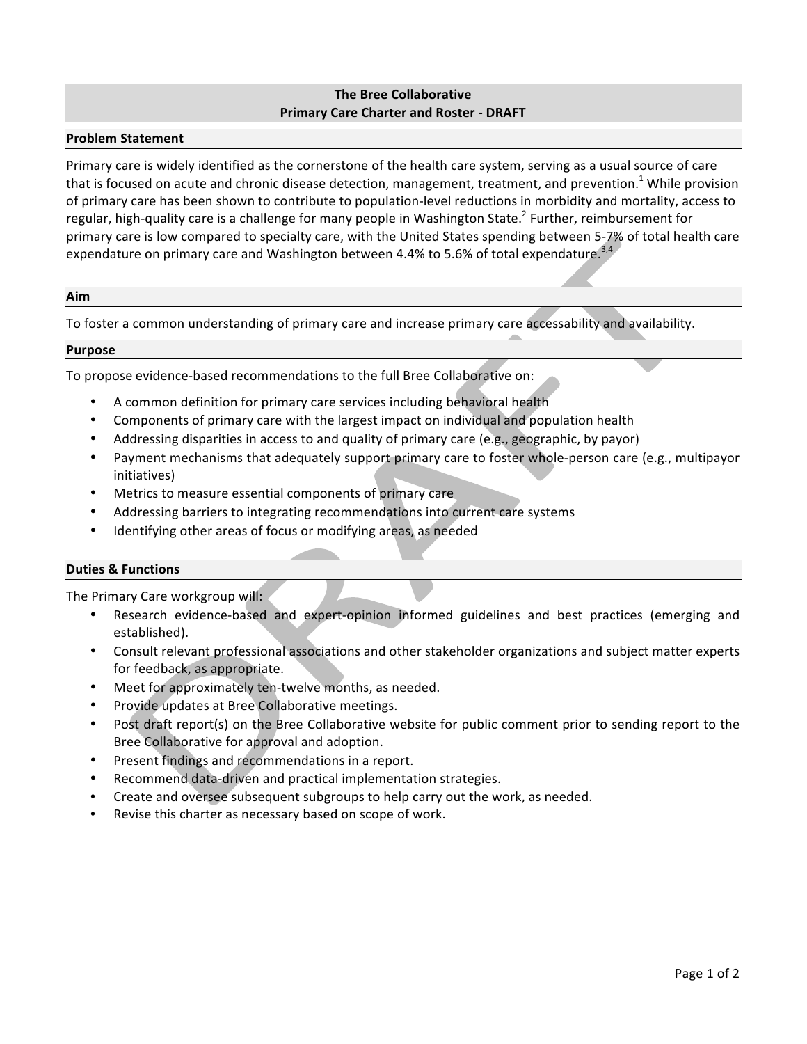# The Bree Collaborative
## Primary Care Charter and Roster - DRAFT

### Problem Statement

Primary care is widely identified as the cornerstone of the health care system, serving as a usual source of care that is focused on acute and chronic disease detection, management, treatment, and prevention.[1] While provision of primary care has been shown to contribute to population-level reductions in morbidity and mortality, access to regular, high-quality care is a challenge for many people in Washington State.[2] Further, reimbursement for primary care is low compared to specialty care, with the United States spending between 5-7% of total health care expendature on primary care and Washington between 4.4% to 5.6% of total expendature.[3,4]

### Aim

To foster a common understanding of primary care and increase primary care accessability and availability.

### Purpose

To propose evidence-based recommendations to the full Bree Collaborative on:

- A common definition for primary care services including behavioral health
- Components of primary care with the largest impact on individual and population health
- Addressing disparities in access to and quality of primary care (e.g., geographic, by payor)
- Payment mechanisms that adequately support primary care to foster whole-person care (e.g., multipayor initiatives)
- Metrics to measure essential components of primary care
- Addressing barriers to integrating recommendations into current care systems
- Identifying other areas of focus or modifying areas, as needed

### Duties & Functions

The Primary Care workgroup will:

- Research evidence-based and expert-opinion informed guidelines and best practices (emerging and established).
- Consult relevant professional associations and other stakeholder organizations and subject matter experts for feedback, as appropriate.
- Meet for approximately ten-twelve months, as needed.
- Provide updates at Bree Collaborative meetings.
- Post draft report(s) on the Bree Collaborative website for public comment prior to sending report to the Bree Collaborative for approval and adoption.
- Present findings and recommendations in a report.
- Recommend data-driven and practical implementation strategies.
- Create and oversee subsequent subgroups to help carry out the work, as needed.
- Revise this charter as necessary based on scope of work.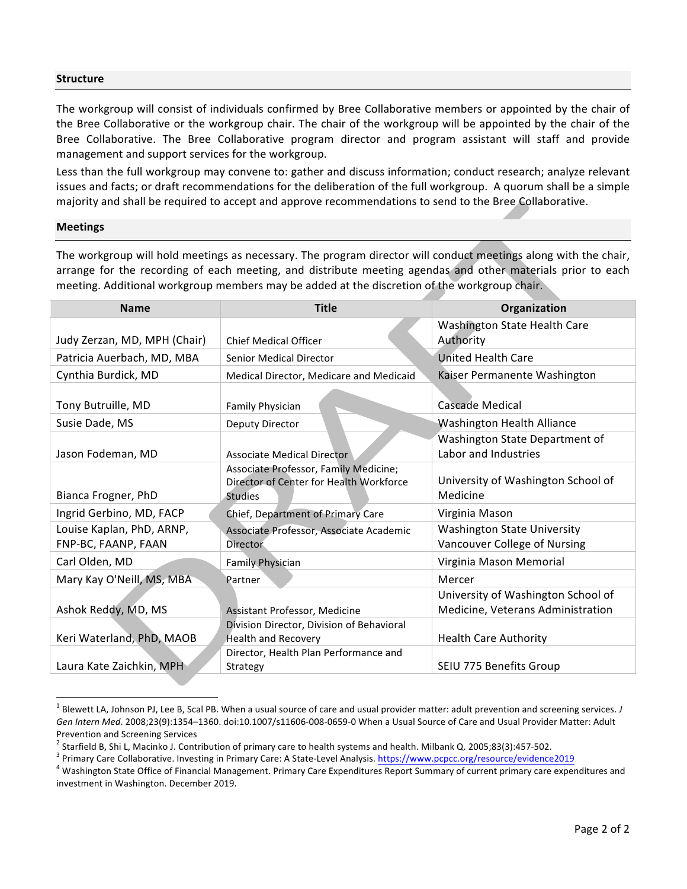### Structure

The workgroup will consist of individuals confirmed by Bree Collaborative members or appointed by the chair of the Bree Collaborative or the workgroup chair. The chair of the workgroup will be appointed by the chair of the Bree Collaborative. The Bree Collaborative program director and program assistant will staff and provide management and support services for the workgroup.

Less than the full workgroup may convene to: gather and discuss information; conduct research; analyze relevant issues and facts; or draft recommendations for the deliberation of the full workgroup. A quorum shall be a simple majority and shall be required to accept and approve recommendations to send to the Bree Collaborative.

### Meetings

The workgroup will hold meetings as necessary. The program director will conduct meetings along with the chair, arrange for the recording of each meeting, and distribute meeting agendas and other materials prior to each meeting. Additional workgroup members may be added at the discretion of the workgroup chair.

| Name | Title | Organization |
|---|---|---|
| Judy Zerzan, MD, MPH (Chair) | Chief Medical Officer | Washington State Health Care Authority |
| Patricia Auerbach, MD, MBA | Senior Medical Director | United Health Care |
| Cynthia Burdick, MD | Medical Director, Medicare and Medicaid | Kaiser Permanente Washington |
| Tony Butruille, MD | Family Physician | Cascade Medical |
| Susie Dade, MS | Deputy Director | Washington Health Alliance |
| Jason Fodeman, MD | Associate Medical Director | Washington State Department of Labor and Industries |
| Bianca Frogner, PhD | Associate Professor, Family Medicine; Director of Center for Health Workforce Studies | University of Washington School of Medicine |
| Ingrid Gerbino, MD, FACP | Chief, Department of Primary Care | Virginia Mason |
| Louise Kaplan, PhD, ARNP, FNP-BC, FAANP, FAAN | Associate Professor, Associate Academic Director | Washington State University Vancouver College of Nursing |
| Carl Olden, MD | Family Physician | Virginia Mason Memorial |
| Mary Kay O'Neill, MS, MBA | Partner | Mercer |
| Ashok Reddy, MD, MS | Assistant Professor, Medicine | University of Washington School of Medicine, Veterans Administration |
| Keri Waterland, PhD, MAOB | Division Director, Division of Behavioral Health and Recovery | Health Care Authority |
| Laura Kate Zaichkin, MPH | Director, Health Plan Performance and Strategy | SEIU 775 Benefits Group |

[1] Blewett LA, Johnson PJ, Lee B, Scal PB. When a usual source of care and usual provider matter: adult prevention and screening services. *J Gen Intern Med*. 2008;23(9):1354–1360. doi:10.1007/s11606-008-0659-0 When a Usual Source of Care and Usual Provider Matter: Adult Prevention and Screening Services

[2] Starfield B, Shi L, Macinko J. Contribution of primary care to health systems and health. Milbank Q. 2005;83(3):457-502.

[3] Primary Care Collaborative. Investing in Primary Care: A State-Level Analysis. https://www.pcpcc.org/resource/evidence2019

[4] Washington State Office of Financial Management. Primary Care Expenditures Report Summary of current primary care expenditures and investment in Washington. December 2019.